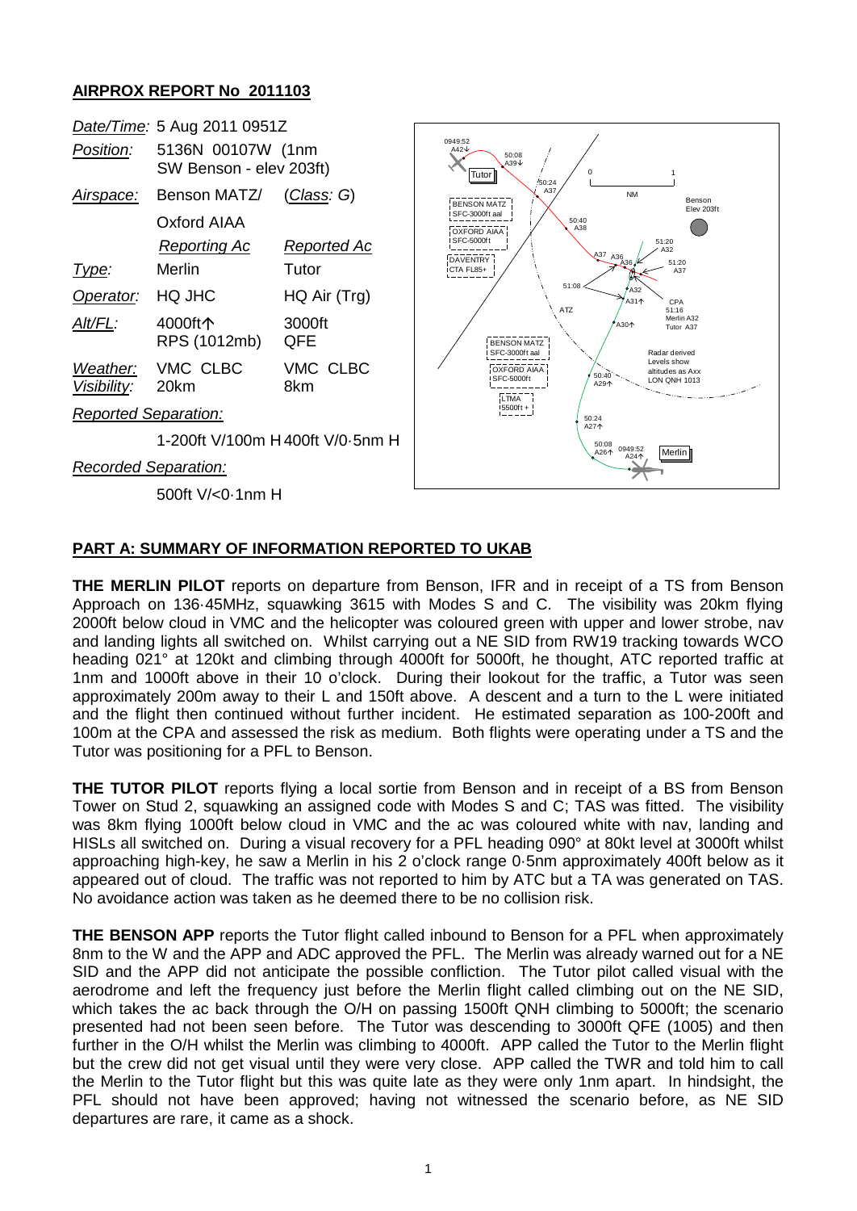## AIRPROX REPORT No 2011103

| | | |
|---|---|---|
| *Date/Time:* | 5 Aug 2011 0951Z | |
| *Position:* | 5136N 00107W (1nm SW Benson - elev 203ft) | |
| *Airspace:* | Benson MATZ/ Oxford AIAA | (*Class: G*) |
| | *Reporting Ac* | *Reported Ac* |
| *Type:* | Merlin | Tutor |
| *Operator:* | HQ JHC | HQ Air (Trg) |
| *Alt/FL:* | 4000ft↑ RPS (1012mb) | 3000ft QFE |
| *Weather:* | VMC CLBC | VMC CLBC |
| *Visibility:* | 20km | 8km |
| *Reported Separation:* | | |
| | 1-200ft V/100m H | 400ft V/0·5nm H |
| *Recorded Separation:* | | |
| | 500ft V/<0·1nm H | |

### PART A: SUMMARY OF INFORMATION REPORTED TO UKAB

**THE MERLIN PILOT** reports on departure from Benson, IFR and in receipt of a TS from Benson Approach on 136·45MHz, squawking 3615 with Modes S and C. The visibility was 20km flying 2000ft below cloud in VMC and the helicopter was coloured green with upper and lower strobe, nav and landing lights all switched on. Whilst carrying out a NE SID from RW19 tracking towards WCO heading 021° at 120kt and climbing through 4000ft for 5000ft, he thought, ATC reported traffic at 1nm and 1000ft above in their 10 o'clock. During their lookout for the traffic, a Tutor was seen approximately 200m away to their L and 150ft above. A descent and a turn to the L were initiated and the flight then continued without further incident. He estimated separation as 100-200ft and 100m at the CPA and assessed the risk as medium. Both flights were operating under a TS and the Tutor was positioning for a PFL to Benson.

**THE TUTOR PILOT** reports flying a local sortie from Benson and in receipt of a BS from Benson Tower on Stud 2, squawking an assigned code with Modes S and C; TAS was fitted. The visibility was 8km flying 1000ft below cloud in VMC and the ac was coloured white with nav, landing and HISLs all switched on. During a visual recovery for a PFL heading 090° at 80kt level at 3000ft whilst approaching high-key, he saw a Merlin in his 2 o'clock range 0·5nm approximately 400ft below as it appeared out of cloud. The traffic was not reported to him by ATC but a TA was generated on TAS. No avoidance action was taken as he deemed there to be no collision risk.

**THE BENSON APP** reports the Tutor flight called inbound to Benson for a PFL when approximately 8nm to the W and the APP and ADC approved the PFL. The Merlin was already warned out for a NE SID and the APP did not anticipate the possible confliction. The Tutor pilot called visual with the aerodrome and left the frequency just before the Merlin flight called climbing out on the NE SID, which takes the ac back through the O/H on passing 1500ft QNH climbing to 5000ft; the scenario presented had not been seen before. The Tutor was descending to 3000ft QFE (1005) and then further in the O/H whilst the Merlin was climbing to 4000ft. APP called the Tutor to the Merlin flight but the crew did not get visual until they were very close. APP called the TWR and told him to call the Merlin to the Tutor flight but this was quite late as they were only 1nm apart. In hindsight, the PFL should not have been approved; having not witnessed the scenario before, as NE SID departures are rare, it came as a shock.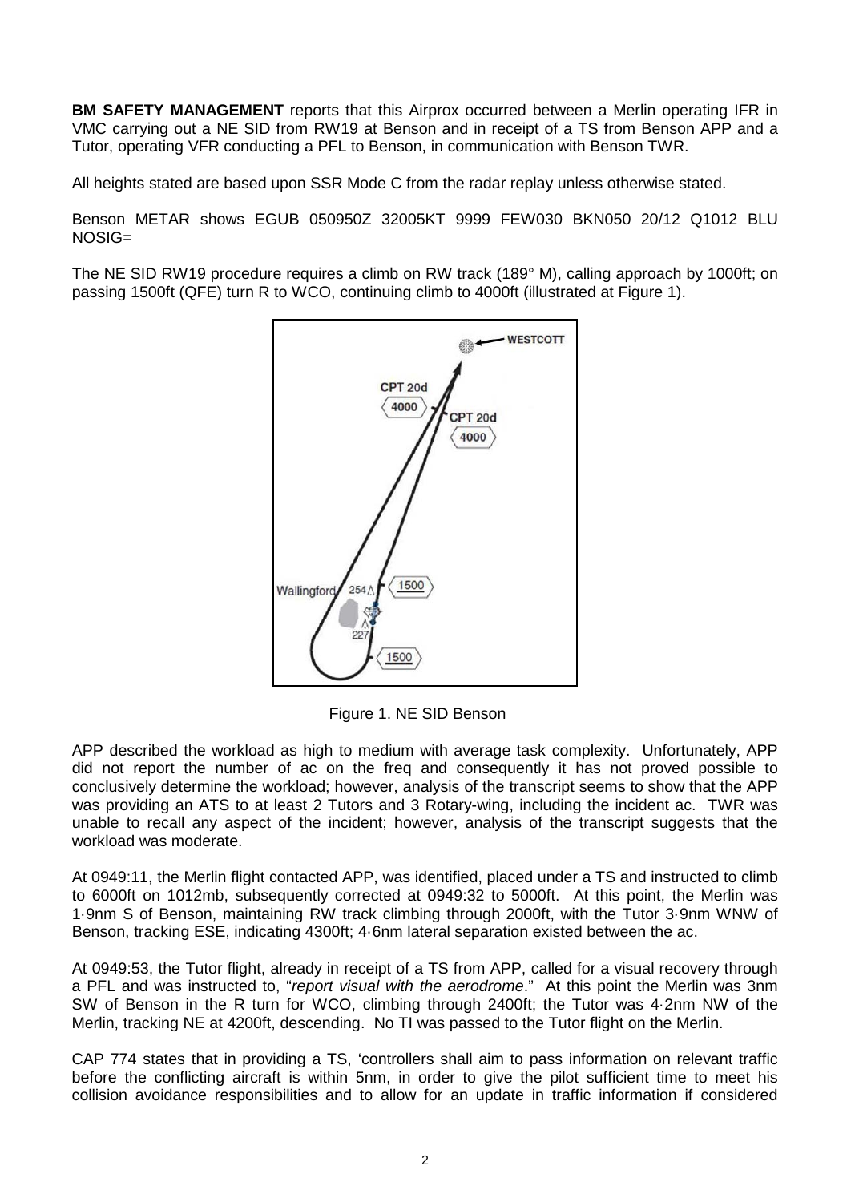**BM SAFETY MANAGEMENT** reports that this Airprox occurred between a Merlin operating IFR in VMC carrying out a NE SID from RW19 at Benson and in receipt of a TS from Benson APP and a Tutor, operating VFR conducting a PFL to Benson, in communication with Benson TWR.

All heights stated are based upon SSR Mode C from the radar replay unless otherwise stated.

Benson METAR shows EGUB 050950Z 32005KT 9999 FEW030 BKN050 20/12 Q1012 BLU NOSIG=

The NE SID RW19 procedure requires a climb on RW track (189° M), calling approach by 1000ft; on passing 1500ft (QFE) turn R to WCO, continuing climb to 4000ft (illustrated at Figure 1).

Figure 1. NE SID Benson

APP described the workload as high to medium with average task complexity. Unfortunately, APP did not report the number of ac on the freq and consequently it has not proved possible to conclusively determine the workload; however, analysis of the transcript seems to show that the APP was providing an ATS to at least 2 Tutors and 3 Rotary-wing, including the incident ac. TWR was unable to recall any aspect of the incident; however, analysis of the transcript suggests that the workload was moderate.

At 0949:11, the Merlin flight contacted APP, was identified, placed under a TS and instructed to climb to 6000ft on 1012mb, subsequently corrected at 0949:32 to 5000ft. At this point, the Merlin was 1·9nm S of Benson, maintaining RW track climbing through 2000ft, with the Tutor 3·9nm WNW of Benson, tracking ESE, indicating 4300ft; 4·6nm lateral separation existed between the ac.

At 0949:53, the Tutor flight, already in receipt of a TS from APP, called for a visual recovery through a PFL and was instructed to, "*report visual with the aerodrome*." At this point the Merlin was 3nm SW of Benson in the R turn for WCO, climbing through 2400ft; the Tutor was 4·2nm NW of the Merlin, tracking NE at 4200ft, descending. No TI was passed to the Tutor flight on the Merlin.

CAP 774 states that in providing a TS, 'controllers shall aim to pass information on relevant traffic before the conflicting aircraft is within 5nm, in order to give the pilot sufficient time to meet his collision avoidance responsibilities and to allow for an update in traffic information if considered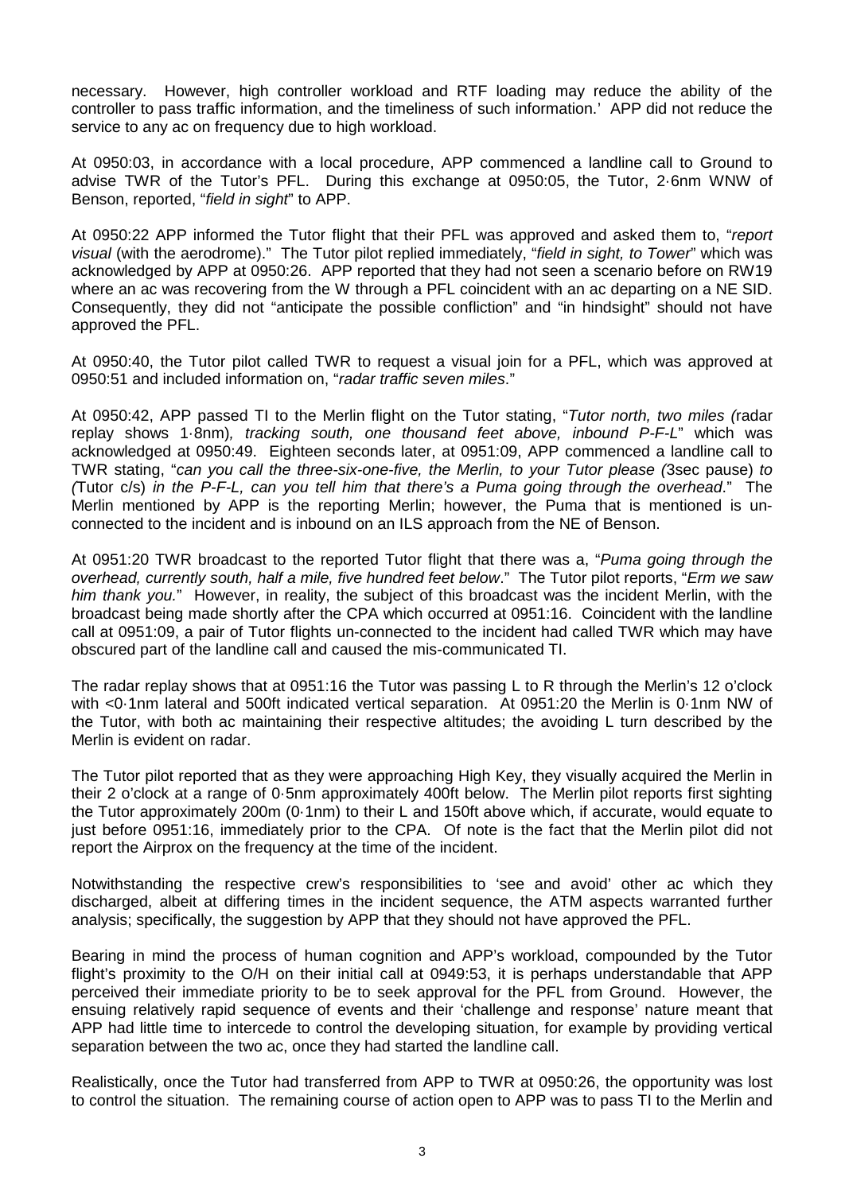necessary. However, high controller workload and RTF loading may reduce the ability of the controller to pass traffic information, and the timeliness of such information.' APP did not reduce the service to any ac on frequency due to high workload.

At 0950:03, in accordance with a local procedure, APP commenced a landline call to Ground to advise TWR of the Tutor's PFL. During this exchange at 0950:05, the Tutor, 2·6nm WNW of Benson, reported, "*field in sight*" to APP.

At 0950:22 APP informed the Tutor flight that their PFL was approved and asked them to, "*report visual* (with the aerodrome)." The Tutor pilot replied immediately, "*field in sight, to Tower*" which was acknowledged by APP at 0950:26. APP reported that they had not seen a scenario before on RW19 where an ac was recovering from the W through a PFL coincident with an ac departing on a NE SID. Consequently, they did not "anticipate the possible confliction" and "in hindsight" should not have approved the PFL.

At 0950:40, the Tutor pilot called TWR to request a visual join for a PFL, which was approved at 0950:51 and included information on, "*radar traffic seven miles*."

At 0950:42, APP passed TI to the Merlin flight on the Tutor stating, "*Tutor north, two miles (*radar replay shows 1·8nm)*, tracking south, one thousand feet above, inbound P-F-L*" which was acknowledged at 0950:49. Eighteen seconds later, at 0951:09, APP commenced a landline call to TWR stating, "*can you call the three-six-one-five, the Merlin, to your Tutor please (*3sec pause) *to (*Tutor c/s) *in the P-F-L, can you tell him that there's a Puma going through the overhead*." The Merlin mentioned by APP is the reporting Merlin; however, the Puma that is mentioned is un-connected to the incident and is inbound on an ILS approach from the NE of Benson.

At 0951:20 TWR broadcast to the reported Tutor flight that there was a, "*Puma going through the overhead, currently south, half a mile, five hundred feet below*." The Tutor pilot reports, "*Erm we saw him thank you.*" However, in reality, the subject of this broadcast was the incident Merlin, with the broadcast being made shortly after the CPA which occurred at 0951:16. Coincident with the landline call at 0951:09, a pair of Tutor flights un-connected to the incident had called TWR which may have obscured part of the landline call and caused the mis-communicated TI.

The radar replay shows that at 0951:16 the Tutor was passing L to R through the Merlin's 12 o'clock with <0·1nm lateral and 500ft indicated vertical separation. At 0951:20 the Merlin is 0·1nm NW of the Tutor, with both ac maintaining their respective altitudes; the avoiding L turn described by the Merlin is evident on radar.

The Tutor pilot reported that as they were approaching High Key, they visually acquired the Merlin in their 2 o'clock at a range of 0·5nm approximately 400ft below. The Merlin pilot reports first sighting the Tutor approximately 200m (0·1nm) to their L and 150ft above which, if accurate, would equate to just before 0951:16, immediately prior to the CPA. Of note is the fact that the Merlin pilot did not report the Airprox on the frequency at the time of the incident.

Notwithstanding the respective crew's responsibilities to 'see and avoid' other ac which they discharged, albeit at differing times in the incident sequence, the ATM aspects warranted further analysis; specifically, the suggestion by APP that they should not have approved the PFL.

Bearing in mind the process of human cognition and APP's workload, compounded by the Tutor flight's proximity to the O/H on their initial call at 0949:53, it is perhaps understandable that APP perceived their immediate priority to be to seek approval for the PFL from Ground. However, the ensuing relatively rapid sequence of events and their 'challenge and response' nature meant that APP had little time to intercede to control the developing situation, for example by providing vertical separation between the two ac, once they had started the landline call.

Realistically, once the Tutor had transferred from APP to TWR at 0950:26, the opportunity was lost to control the situation. The remaining course of action open to APP was to pass TI to the Merlin and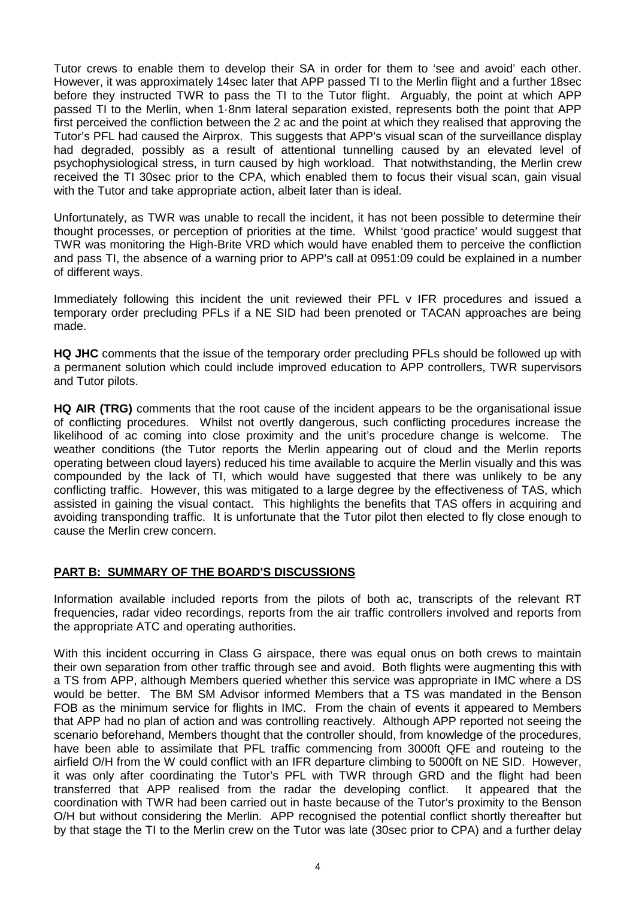Tutor crews to enable them to develop their SA in order for them to 'see and avoid' each other. However, it was approximately 14sec later that APP passed TI to the Merlin flight and a further 18sec before they instructed TWR to pass the TI to the Tutor flight. Arguably, the point at which APP passed TI to the Merlin, when 1·8nm lateral separation existed, represents both the point that APP first perceived the confliction between the 2 ac and the point at which they realised that approving the Tutor's PFL had caused the Airprox. This suggests that APP's visual scan of the surveillance display had degraded, possibly as a result of attentional tunnelling caused by an elevated level of psychophysiological stress, in turn caused by high workload. That notwithstanding, the Merlin crew received the TI 30sec prior to the CPA, which enabled them to focus their visual scan, gain visual with the Tutor and take appropriate action, albeit later than is ideal.

Unfortunately, as TWR was unable to recall the incident, it has not been possible to determine their thought processes, or perception of priorities at the time. Whilst 'good practice' would suggest that TWR was monitoring the High-Brite VRD which would have enabled them to perceive the confliction and pass TI, the absence of a warning prior to APP's call at 0951:09 could be explained in a number of different ways.

Immediately following this incident the unit reviewed their PFL v IFR procedures and issued a temporary order precluding PFLs if a NE SID had been prenoted or TACAN approaches are being made.

**HQ JHC** comments that the issue of the temporary order precluding PFLs should be followed up with a permanent solution which could include improved education to APP controllers, TWR supervisors and Tutor pilots.

**HQ AIR (TRG)** comments that the root cause of the incident appears to be the organisational issue of conflicting procedures. Whilst not overtly dangerous, such conflicting procedures increase the likelihood of ac coming into close proximity and the unit's procedure change is welcome. The weather conditions (the Tutor reports the Merlin appearing out of cloud and the Merlin reports operating between cloud layers) reduced his time available to acquire the Merlin visually and this was compounded by the lack of TI, which would have suggested that there was unlikely to be any conflicting traffic. However, this was mitigated to a large degree by the effectiveness of TAS, which assisted in gaining the visual contact. This highlights the benefits that TAS offers in acquiring and avoiding transponding traffic. It is unfortunate that the Tutor pilot then elected to fly close enough to cause the Merlin crew concern.

## PART B: SUMMARY OF THE BOARD'S DISCUSSIONS

Information available included reports from the pilots of both ac, transcripts of the relevant RT frequencies, radar video recordings, reports from the air traffic controllers involved and reports from the appropriate ATC and operating authorities.

With this incident occurring in Class G airspace, there was equal onus on both crews to maintain their own separation from other traffic through see and avoid. Both flights were augmenting this with a TS from APP, although Members queried whether this service was appropriate in IMC where a DS would be better. The BM SM Advisor informed Members that a TS was mandated in the Benson FOB as the minimum service for flights in IMC. From the chain of events it appeared to Members that APP had no plan of action and was controlling reactively. Although APP reported not seeing the scenario beforehand, Members thought that the controller should, from knowledge of the procedures, have been able to assimilate that PFL traffic commencing from 3000ft QFE and routeing to the airfield O/H from the W could conflict with an IFR departure climbing to 5000ft on NE SID. However, it was only after coordinating the Tutor's PFL with TWR through GRD and the flight had been transferred that APP realised from the radar the developing conflict. It appeared that the coordination with TWR had been carried out in haste because of the Tutor's proximity to the Benson O/H but without considering the Merlin. APP recognised the potential conflict shortly thereafter but by that stage the TI to the Merlin crew on the Tutor was late (30sec prior to CPA) and a further delay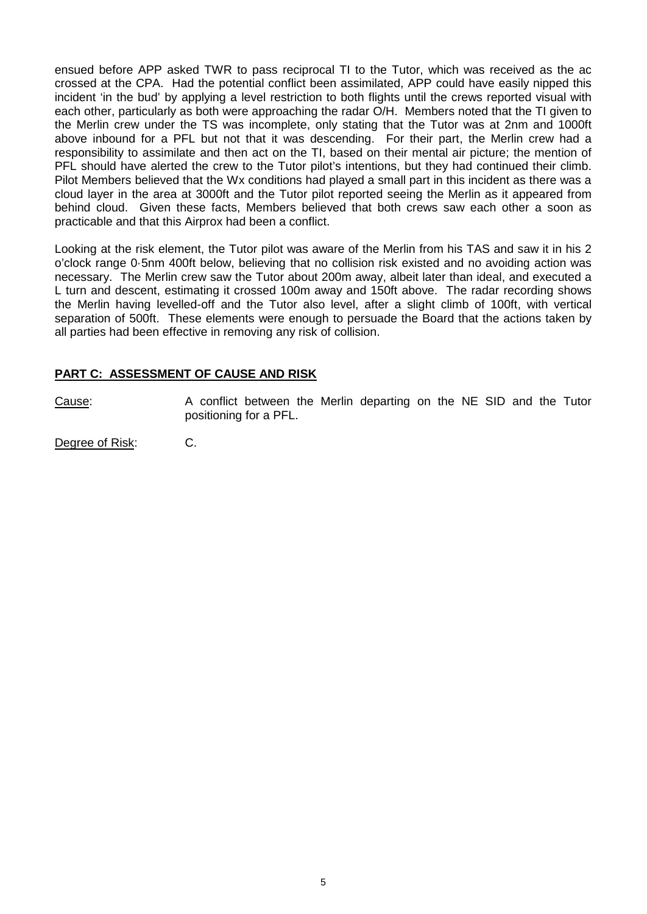ensued before APP asked TWR to pass reciprocal TI to the Tutor, which was received as the ac crossed at the CPA. Had the potential conflict been assimilated, APP could have easily nipped this incident 'in the bud' by applying a level restriction to both flights until the crews reported visual with each other, particularly as both were approaching the radar O/H. Members noted that the TI given to the Merlin crew under the TS was incomplete, only stating that the Tutor was at 2nm and 1000ft above inbound for a PFL but not that it was descending. For their part, the Merlin crew had a responsibility to assimilate and then act on the TI, based on their mental air picture; the mention of PFL should have alerted the crew to the Tutor pilot's intentions, but they had continued their climb. Pilot Members believed that the Wx conditions had played a small part in this incident as there was a cloud layer in the area at 3000ft and the Tutor pilot reported seeing the Merlin as it appeared from behind cloud. Given these facts, Members believed that both crews saw each other a soon as practicable and that this Airprox had been a conflict.

Looking at the risk element, the Tutor pilot was aware of the Merlin from his TAS and saw it in his 2 o'clock range 0·5nm 400ft below, believing that no collision risk existed and no avoiding action was necessary. The Merlin crew saw the Tutor about 200m away, albeit later than ideal, and executed a L turn and descent, estimating it crossed 100m away and 150ft above. The radar recording shows the Merlin having levelled-off and the Tutor also level, after a slight climb of 100ft, with vertical separation of 500ft. These elements were enough to persuade the Board that the actions taken by all parties had been effective in removing any risk of collision.

## **PART C: ASSESSMENT OF CAUSE AND RISK**

Cause: A conflict between the Merlin departing on the NE SID and the Tutor positioning for a PFL.

Degree of Risk: C.